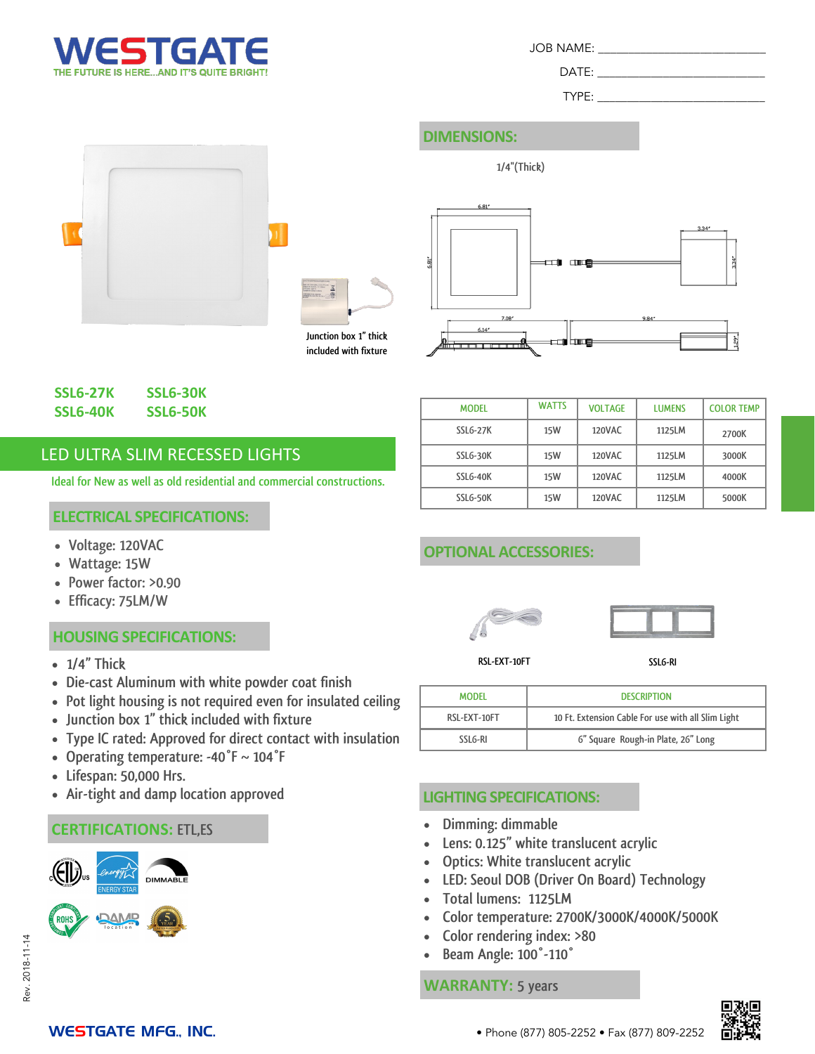# WESTGATE

THE FUTURE IS HERE...AND IT'S QUITE BRIGHT!

JOB NAME: ____________________________

DATE: ____________________________

TYPE: ____________________________

Junction box 1" thick included with fixture

**SSL6-27K** **SSL6-30K**
**SSL6-40K** **SSL6-50K**

## LED ULTRA SLIM RECESSED LIGHTS

Ideal for New as well as old residential and commercial constructions.

## DIMENSIONS:

1/4"(Thick)

6.81" × 6.81"; 3.34" × 3.34"; 7.08"; 6.14"; 9.84"; 1.29"

| MODEL | WATTS | VOLTAGE | LUMENS | COLOR TEMP |
|---|---|---|---|---|
| SSL6-27K | 15W | 120VAC | 1125LM | 2700K |
| SSL6-30K | 15W | 120VAC | 1125LM | 3000K |
| SSL6-40K | 15W | 120VAC | 1125LM | 4000K |
| SSL6-50K | 15W | 120VAC | 1125LM | 5000K |

## ELECTRICAL SPECIFICATIONS:

- Voltage: 120VAC
- Wattage: 15W
- Power factor: >0.90
- Efficacy: 75LM/W

## HOUSING SPECIFICATIONS:

- 1/4" Thick
- Die-cast Aluminum with white powder coat finish
- Pot light housing is not required even for insulated ceiling
- Junction box 1" thick included with fixture
- Type IC rated: Approved for direct contact with insulation
- Operating temperature: -40˚F ~ 104˚F
- Lifespan: 50,000 Hrs.
- Air-tight and damp location approved

## CERTIFICATIONS: ETL,ES

ENERGY STAR · DIMMABLE · ROHS · DAMP location · 5 YEAR

## OPTIONAL ACCESSORIES:

RSL-EXT-10FT SSL6-RI

| MODEL | DESCRIPTION |
|---|---|
| RSL-EXT-10FT | 10 Ft. Extension Cable For use with all Slim Light |
| SSL6-RI | 6" Square Rough-in Plate, 26" Long |

## LIGHTING SPECIFICATIONS:

- Dimming: dimmable
- Lens: 0.125" white translucent acrylic
- Optics: White translucent acrylic
- LED: Seoul DOB (Driver On Board) Technology
- Total lumens: 1125LM
- Color temperature: 2700K/3000K/4000K/5000K
- Color rendering index: >80
- Beam Angle: 100˚-110˚

## WARRANTY: 5 years

Rev. 2018-11-14

WESTGATE MFG., INC. • Phone (877) 805-2252 • Fax (877) 809-2252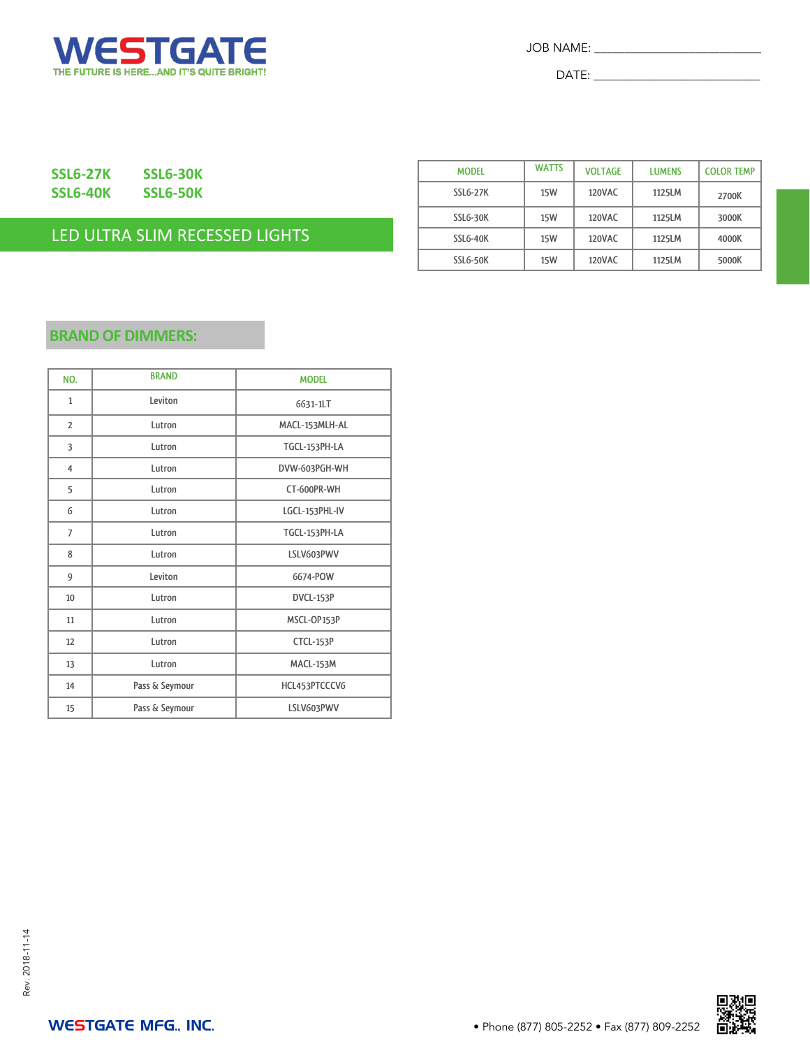# WESTGATE

THE FUTURE IS HERE...AND IT'S QUITE BRIGHT!

JOB NAME: ___________________________

DATE: ___________________________

**SSL6-27K** **SSL6-30K**
**SSL6-40K** **SSL6-50K**

## LED ULTRA SLIM RECESSED LIGHTS

| MODEL | WATTS | VOLTAGE | LUMENS | COLOR TEMP |
|---|---|---|---|---|
| SSL6-27K | 15W | 120VAC | 1125LM | 2700K |
| SSL6-30K | 15W | 120VAC | 1125LM | 3000K |
| SSL6-40K | 15W | 120VAC | 1125LM | 4000K |
| SSL6-50K | 15W | 120VAC | 1125LM | 5000K |

## BRAND OF DIMMERS:

| NO. | BRAND | MODEL |
|---|---|---|
| 1 | Leviton | 6631-1LT |
| 2 | Lutron | MACL-153MLH-AL |
| 3 | Lutron | TGCL-153PH-LA |
| 4 | Lutron | DVW-603PGH-WH |
| 5 | Lutron | CT-600PR-WH |
| 6 | Lutron | LGCL-153PHL-IV |
| 7 | Lutron | TGCL-153PH-LA |
| 8 | Lutron | LSLV603PWV |
| 9 | Leviton | 6674-POW |
| 10 | Lutron | DVCL-153P |
| 11 | Lutron | MSCL-OP153P |
| 12 | Lutron | CTCL-153P |
| 13 | Lutron | MACL-153M |
| 14 | Pass & Seymour | HCL453PTCCCV6 |
| 15 | Pass & Seymour | LSLV603PWV |

Rev. 2018-11-14

WESTGATE MFG., INC.

• Phone (877) 805-2252 • Fax (877) 809-2252